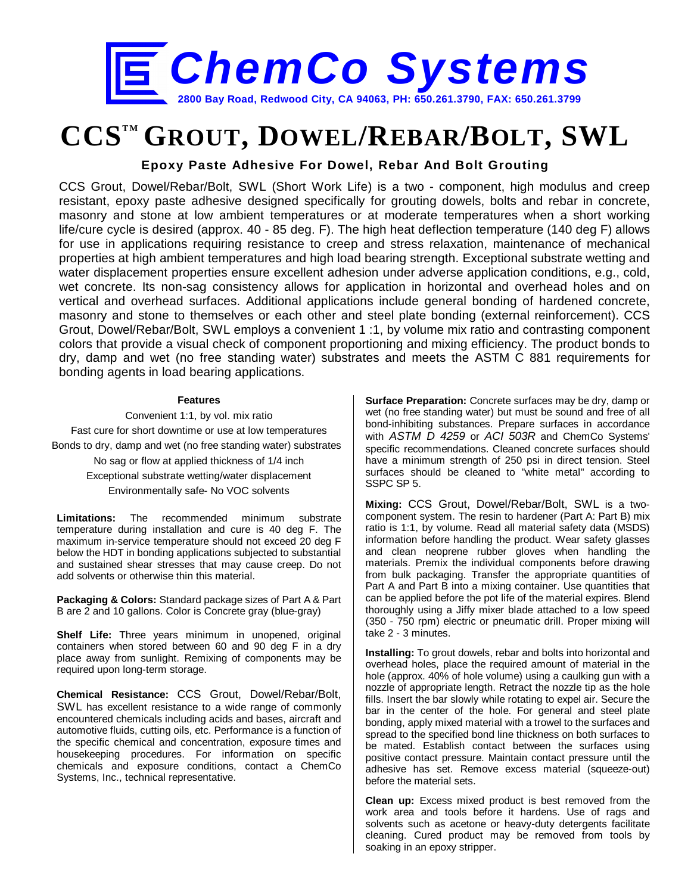# ChemCo Systems

**2800 Bay Road, Redwood City, CA 94063, PH: 650.261.3790, FAX: 650.261.3799**

# CCS™ GROUT, DOWEL/REBAR/BOLT, SWL

### Epoxy Paste Adhesive For Dowel, Rebar And Bolt Grouting

CCS Grout, Dowel/Rebar/Bolt, SWL (Short Work Life) is a two - component, high modulus and creep resistant, epoxy paste adhesive designed specifically for grouting dowels, bolts and rebar in concrete, masonry and stone at low ambient temperatures or at moderate temperatures when a short working life/cure cycle is desired (approx. 40 - 85 deg. F). The high heat deflection temperature (140 deg F) allows for use in applications requiring resistance to creep and stress relaxation, maintenance of mechanical properties at high ambient temperatures and high load bearing strength. Exceptional substrate wetting and water displacement properties ensure excellent adhesion under adverse application conditions, e.g., cold, wet concrete. Its non-sag consistency allows for application in horizontal and overhead holes and on vertical and overhead surfaces. Additional applications include general bonding of hardened concrete, masonry and stone to themselves or each other and steel plate bonding (external reinforcement). CCS Grout, Dowel/Rebar/Bolt, SWL employs a convenient 1 :1, by volume mix ratio and contrasting component colors that provide a visual check of component proportioning and mixing efficiency. The product bonds to dry, damp and wet (no free standing water) substrates and meets the ASTM C 881 requirements for bonding agents in load bearing applications.

**Features**

Convenient 1:1, by vol. mix ratio
Fast cure for short downtime or use at low temperatures
Bonds to dry, damp and wet (no free standing water) substrates
No sag or flow at applied thickness of 1/4 inch
Exceptional substrate wetting/water displacement
Environmentally safe- No VOC solvents

**Limitations:** The recommended minimum substrate temperature during installation and cure is 40 deg F. The maximum in-service temperature should not exceed 20 deg F below the HDT in bonding applications subjected to substantial and sustained shear stresses that may cause creep. Do not add solvents or otherwise thin this material.

**Packaging & Colors:** Standard package sizes of Part A & Part B are 2 and 10 gallons. Color is Concrete gray (blue-gray)

**Shelf Life:** Three years minimum in unopened, original containers when stored between 60 and 90 deg F in a dry place away from sunlight. Remixing of components may be required upon long-term storage.

**Chemical Resistance:** CCS Grout, Dowel/Rebar/Bolt, SWL has excellent resistance to a wide range of commonly encountered chemicals including acids and bases, aircraft and automotive fluids, cutting oils, etc. Performance is a function of the specific chemical and concentration, exposure times and housekeeping procedures. For information on specific chemicals and exposure conditions, contact a ChemCo Systems, Inc., technical representative.

**Surface Preparation:** Concrete surfaces may be dry, damp or wet (no free standing water) but must be sound and free of all bond-inhibiting substances. Prepare surfaces in accordance with *ASTM D 4259* or *ACI 503R* and ChemCo Systems' specific recommendations. Cleaned concrete surfaces should have a minimum strength of 250 psi in direct tension. Steel surfaces should be cleaned to "white metal" according to SSPC SP 5.

**Mixing:** CCS Grout, Dowel/Rebar/Bolt, SWL is a two-component system. The resin to hardener (Part A: Part B) mix ratio is 1:1, by volume. Read all material safety data (MSDS) information before handling the product. Wear safety glasses and clean neoprene rubber gloves when handling the materials. Premix the individual components before drawing from bulk packaging. Transfer the appropriate quantities of Part A and Part B into a mixing container. Use quantities that can be applied before the pot life of the material expires. Blend thoroughly using a Jiffy mixer blade attached to a low speed (350 - 750 rpm) electric or pneumatic drill. Proper mixing will take 2 - 3 minutes.

**Installing:** To grout dowels, rebar and bolts into horizontal and overhead holes, place the required amount of material in the hole (approx. 40% of hole volume) using a caulking gun with a nozzle of appropriate length. Retract the nozzle tip as the hole fills. Insert the bar slowly while rotating to expel air. Secure the bar in the center of the hole. For general and steel plate bonding, apply mixed material with a trowel to the surfaces and spread to the specified bond line thickness on both surfaces to be mated. Establish contact between the surfaces using positive contact pressure. Maintain contact pressure until the adhesive has set. Remove excess material (squeeze-out) before the material sets.

**Clean up:** Excess mixed product is best removed from the work area and tools before it hardens. Use of rags and solvents such as acetone or heavy-duty detergents facilitate cleaning. Cured product may be removed from tools by soaking in an epoxy stripper.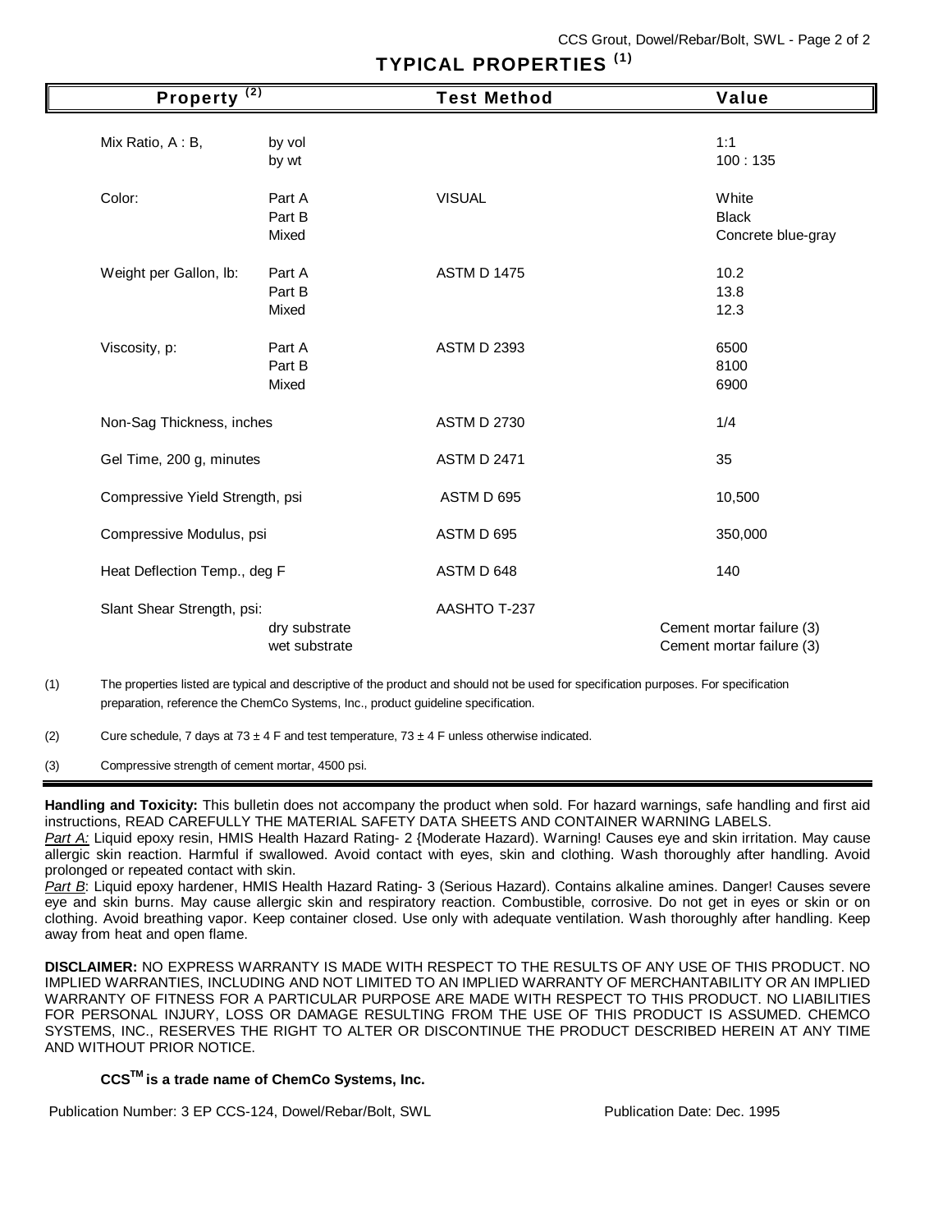## TYPICAL PROPERTIES (1)

| Property (2) | | Test Method | Value |
|---|---|---|---|
| Mix Ratio, A : B, | by vol | | 1:1 |
| | by wt | | 100 : 135 |
| Color: | Part A | VISUAL | White |
| | Part B | | Black |
| | Mixed | | Concrete blue-gray |
| Weight per Gallon, lb: | Part A | ASTM D 1475 | 10.2 |
| | Part B | | 13.8 |
| | Mixed | | 12.3 |
| Viscosity, p: | Part A | ASTM D 2393 | 6500 |
| | Part B | | 8100 |
| | Mixed | | 6900 |
| Non-Sag Thickness, inches | | ASTM D 2730 | 1/4 |
| Gel Time, 200 g, minutes | | ASTM D 2471 | 35 |
| Compressive Yield Strength, psi | | ASTM D 695 | 10,500 |
| Compressive Modulus, psi | | ASTM D 695 | 350,000 |
| Heat Deflection Temp., deg F | | ASTM D 648 | 140 |
| Slant Shear Strength, psi: | | AASHTO T-237 | |
| | dry substrate | | Cement mortar failure (3) |
| | wet substrate | | Cement mortar failure (3) |

(1) The properties listed are typical and descriptive of the product and should not be used for specification purposes. For specification preparation, reference the ChemCo Systems, Inc., product guideline specification.

(2) Cure schedule, 7 days at 73 ± 4 F and test temperature, 73 ± 4 F unless otherwise indicated.

(3) Compressive strength of cement mortar, 4500 psi.

**Handling and Toxicity:** This bulletin does not accompany the product when sold. For hazard warnings, safe handling and first aid instructions, READ CAREFULLY THE MATERIAL SAFETY DATA SHEETS AND CONTAINER WARNING LABELS.
*Part A:* Liquid epoxy resin, HMIS Health Hazard Rating- 2 {Moderate Hazard). Warning! Causes eye and skin irritation. May cause allergic skin reaction. Harmful if swallowed. Avoid contact with eyes, skin and clothing. Wash thoroughly after handling. Avoid prolonged or repeated contact with skin.
*Part B*: Liquid epoxy hardener, HMIS Health Hazard Rating- 3 (Serious Hazard). Contains alkaline amines. Danger! Causes severe eye and skin burns. May cause allergic skin and respiratory reaction. Combustible, corrosive. Do not get in eyes or skin or on clothing. Avoid breathing vapor. Keep container closed. Use only with adequate ventilation. Wash thoroughly after handling. Keep away from heat and open flame.

**DISCLAIMER:** NO EXPRESS WARRANTY IS MADE WITH RESPECT TO THE RESULTS OF ANY USE OF THIS PRODUCT. NO IMPLIED WARRANTIES, INCLUDING AND NOT LIMITED TO AN IMPLIED WARRANTY OF MERCHANTABILITY OR AN IMPLIED WARRANTY OF FITNESS FOR A PARTICULAR PURPOSE ARE MADE WITH RESPECT TO THIS PRODUCT. NO LIABILITIES FOR PERSONAL INJURY, LOSS OR DAMAGE RESULTING FROM THE USE OF THIS PRODUCT IS ASSUMED. CHEMCO SYSTEMS, INC., RESERVES THE RIGHT TO ALTER OR DISCONTINUE THE PRODUCT DESCRIBED HEREIN AT ANY TIME AND WITHOUT PRIOR NOTICE.

**CCS™ is a trade name of ChemCo Systems, Inc.**

Publication Number: 3 EP CCS-124, Dowel/Rebar/Bolt, SWL    Publication Date: Dec. 1995